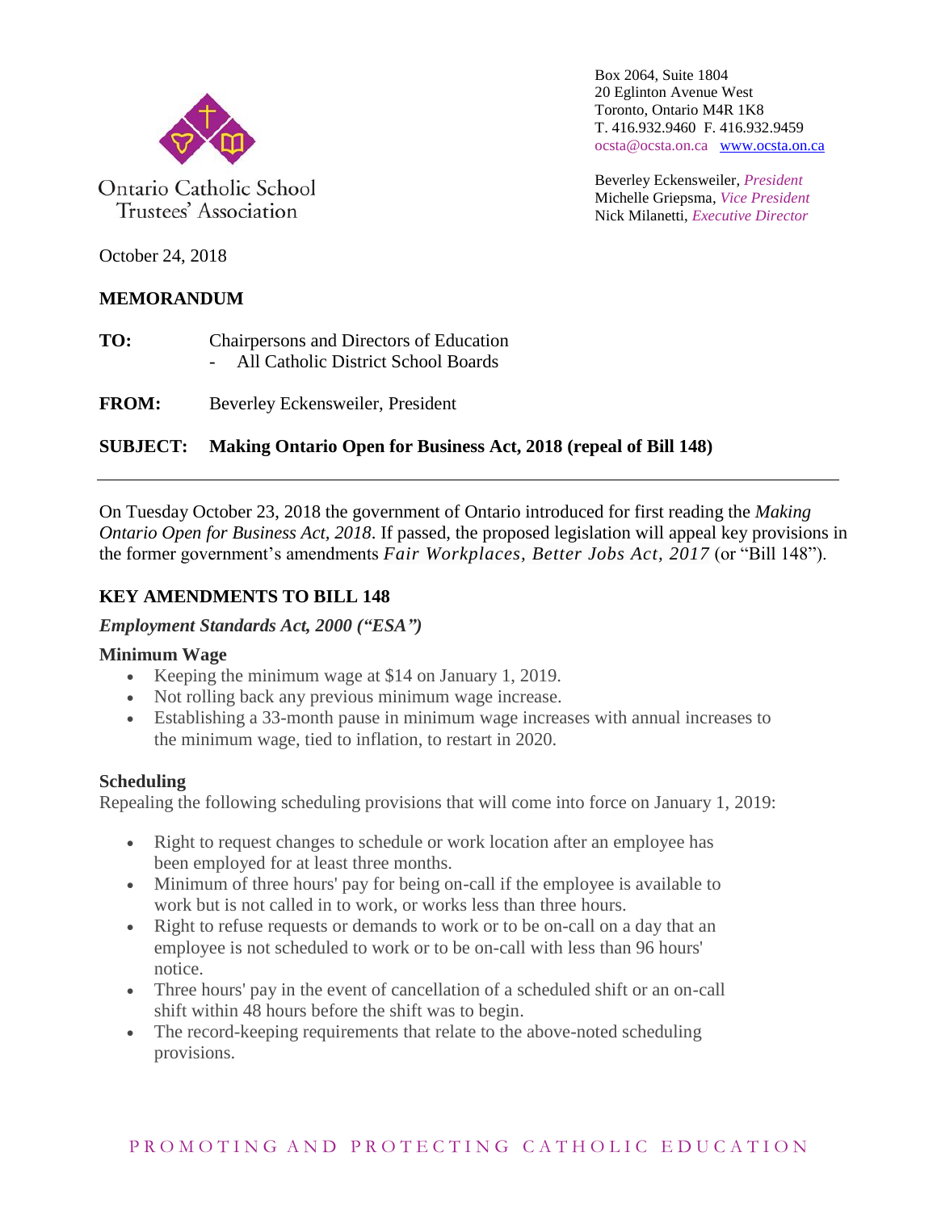Ontario Catholic School Trustees' Association

Box 2064, Suite 1804
20 Eglinton Avenue West
Toronto, Ontario M4R 1K8
T. 416.932.9460 F. 416.932.9459
ocsta@ocsta.on.ca [www.ocsta.on.ca](http://www.ocsta.on.ca)

Beverley Eckensweiler, *President*
Michelle Griepsma, *Vice President*
Nick Milanetti, *Executive Director*

October 24, 2018

**MEMORANDUM**

**TO:** Chairpersons and Directors of Education
- All Catholic District School Boards

**FROM:** Beverley Eckensweiler, President

**SUBJECT: Making Ontario Open for Business Act, 2018 (repeal of Bill 148)**

---

On Tuesday October 23, 2018 the government of Ontario introduced for first reading the *Making Ontario Open for Business Act, 2018*. If passed, the proposed legislation will appeal key provisions in the former government's amendments *Fair Workplaces, Better Jobs Act, 2017* (or "Bill 148").

## KEY AMENDMENTS TO BILL 148

***Employment Standards Act, 2000 ("ESA")***

### Minimum Wage

- Keeping the minimum wage at $14 on January 1, 2019.
- Not rolling back any previous minimum wage increase.
- Establishing a 33-month pause in minimum wage increases with annual increases to the minimum wage, tied to inflation, to restart in 2020.

### Scheduling

Repealing the following scheduling provisions that will come into force on January 1, 2019:

- Right to request changes to schedule or work location after an employee has been employed for at least three months.
- Minimum of three hours' pay for being on-call if the employee is available to work but is not called in to work, or works less than three hours.
- Right to refuse requests or demands to work or to be on-call on a day that an employee is not scheduled to work or to be on-call with less than 96 hours' notice.
- Three hours' pay in the event of cancellation of a scheduled shift or an on-call shift within 48 hours before the shift was to begin.
- The record-keeping requirements that relate to the above-noted scheduling provisions.

PROMOTING AND PROTECTING CATHOLIC EDUCATION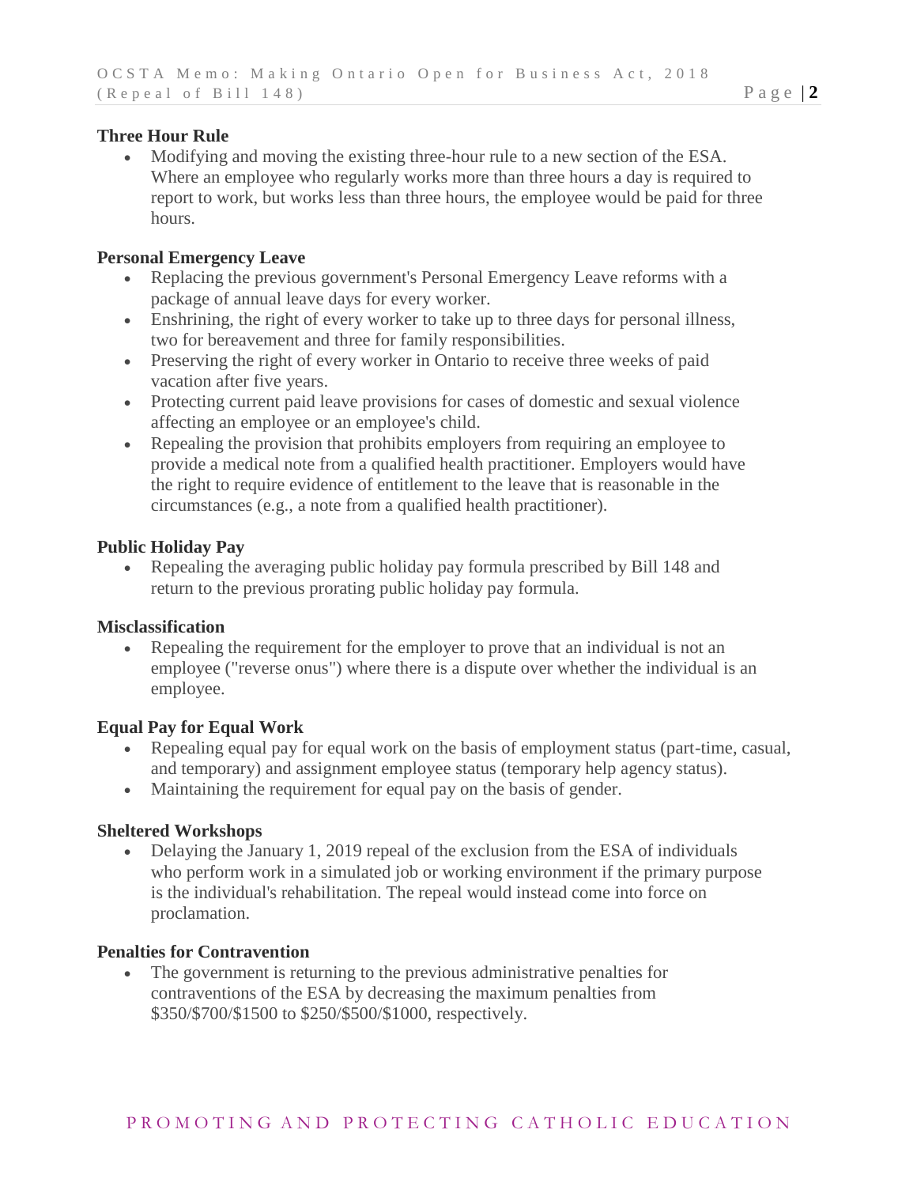**Three Hour Rule**

- Modifying and moving the existing three-hour rule to a new section of the ESA. Where an employee who regularly works more than three hours a day is required to report to work, but works less than three hours, the employee would be paid for three hours.

**Personal Emergency Leave**

- Replacing the previous government's Personal Emergency Leave reforms with a package of annual leave days for every worker.
- Enshrining, the right of every worker to take up to three days for personal illness, two for bereavement and three for family responsibilities.
- Preserving the right of every worker in Ontario to receive three weeks of paid vacation after five years.
- Protecting current paid leave provisions for cases of domestic and sexual violence affecting an employee or an employee's child.
- Repealing the provision that prohibits employers from requiring an employee to provide a medical note from a qualified health practitioner. Employers would have the right to require evidence of entitlement to the leave that is reasonable in the circumstances (e.g., a note from a qualified health practitioner).

**Public Holiday Pay**

- Repealing the averaging public holiday pay formula prescribed by Bill 148 and return to the previous prorating public holiday pay formula.

**Misclassification**

- Repealing the requirement for the employer to prove that an individual is not an employee ("reverse onus") where there is a dispute over whether the individual is an employee.

**Equal Pay for Equal Work**

- Repealing equal pay for equal work on the basis of employment status (part-time, casual, and temporary) and assignment employee status (temporary help agency status).
- Maintaining the requirement for equal pay on the basis of gender.

**Sheltered Workshops**

- Delaying the January 1, 2019 repeal of the exclusion from the ESA of individuals who perform work in a simulated job or working environment if the primary purpose is the individual's rehabilitation. The repeal would instead come into force on proclamation.

**Penalties for Contravention**

- The government is returning to the previous administrative penalties for contraventions of the ESA by decreasing the maximum penalties from $350/$700/$1500 to $250/$500/$1000, respectively.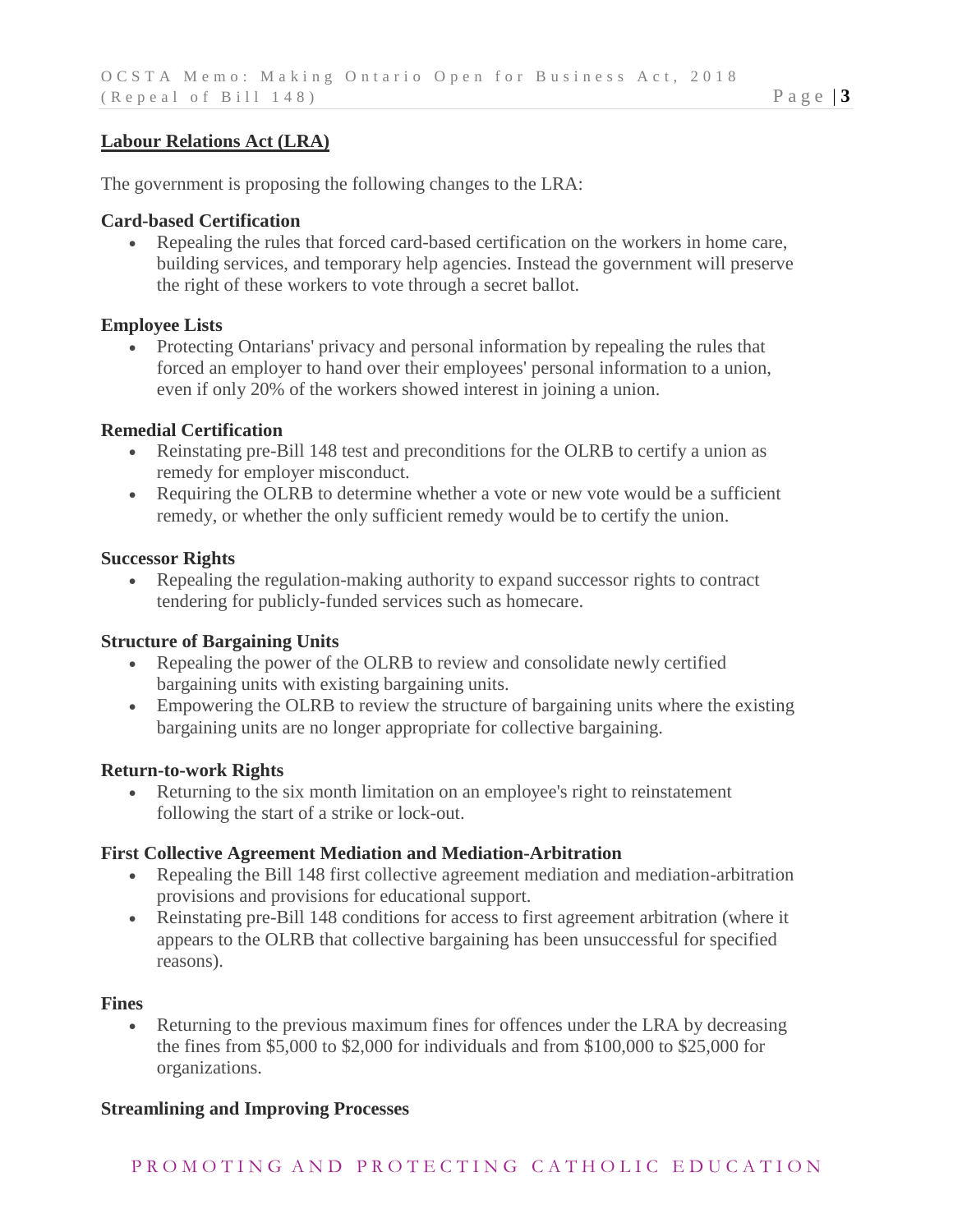## Labour Relations Act (LRA)

The government is proposing the following changes to the LRA:

### Card-based Certification

- Repealing the rules that forced card-based certification on the workers in home care, building services, and temporary help agencies. Instead the government will preserve the right of these workers to vote through a secret ballot.

### Employee Lists

- Protecting Ontarians' privacy and personal information by repealing the rules that forced an employer to hand over their employees' personal information to a union, even if only 20% of the workers showed interest in joining a union.

### Remedial Certification

- Reinstating pre-Bill 148 test and preconditions for the OLRB to certify a union as remedy for employer misconduct.
- Requiring the OLRB to determine whether a vote or new vote would be a sufficient remedy, or whether the only sufficient remedy would be to certify the union.

### Successor Rights

- Repealing the regulation-making authority to expand successor rights to contract tendering for publicly-funded services such as homecare.

### Structure of Bargaining Units

- Repealing the power of the OLRB to review and consolidate newly certified bargaining units with existing bargaining units.
- Empowering the OLRB to review the structure of bargaining units where the existing bargaining units are no longer appropriate for collective bargaining.

### Return-to-work Rights

- Returning to the six month limitation on an employee's right to reinstatement following the start of a strike or lock-out.

### First Collective Agreement Mediation and Mediation-Arbitration

- Repealing the Bill 148 first collective agreement mediation and mediation-arbitration provisions and provisions for educational support.
- Reinstating pre-Bill 148 conditions for access to first agreement arbitration (where it appears to the OLRB that collective bargaining has been unsuccessful for specified reasons).

### Fines

- Returning to the previous maximum fines for offences under the LRA by decreasing the fines from $5,000 to $2,000 for individuals and from $100,000 to $25,000 for organizations.

### Streamlining and Improving Processes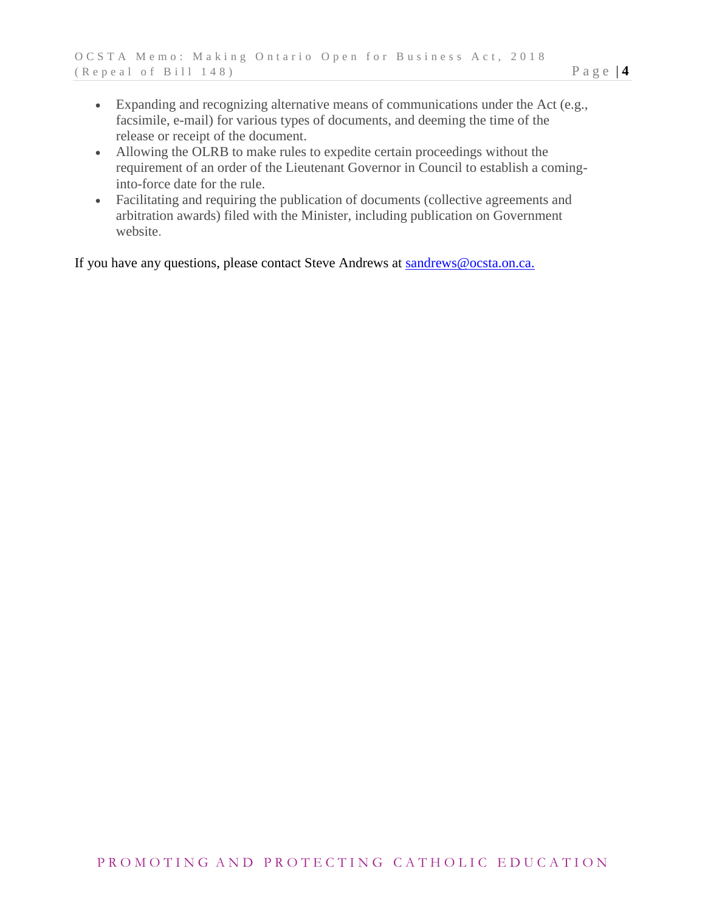- Expanding and recognizing alternative means of communications under the Act (e.g., facsimile, e-mail) for various types of documents, and deeming the time of the release or receipt of the document.
- Allowing the OLRB to make rules to expedite certain proceedings without the requirement of an order of the Lieutenant Governor in Council to establish a coming-into-force date for the rule.
- Facilitating and requiring the publication of documents (collective agreements and arbitration awards) filed with the Minister, including publication on Government website.

If you have any questions, please contact Steve Andrews at sandrews@ocsta.on.ca.